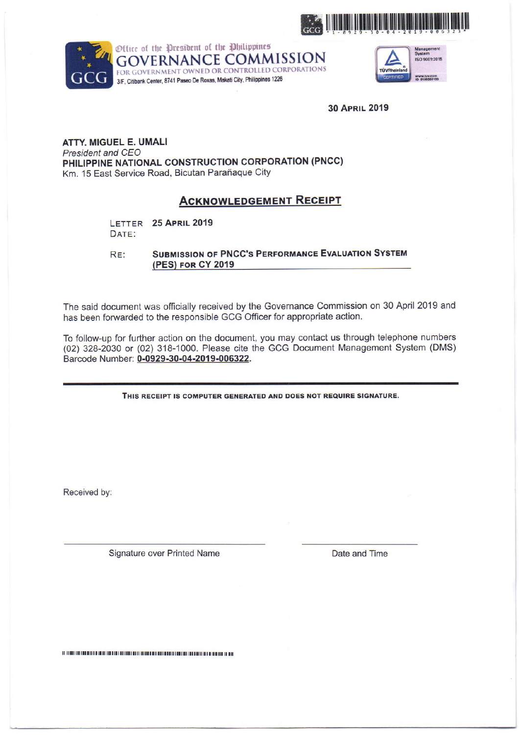\*1-0929-30-04-2019-006323\*

Office of the President of the Philippines
**GOVERNANCE COMMISSION**
FOR GOVERNMENT OWNED OR CONTROLLED CORPORATIONS
3/F, Citibank Center, 8741 Paseo De Roxas, Makati City, Philippines 1226

Management System ISO 9001:2015
TÜVRheinland CERTIFIED
www.tuv.com ID 9105080100

**30 April 2019**

**ATTY. MIGUEL E. UMALI**
*President and CEO*
**PHILIPPINE NATIONAL CONSTRUCTION CORPORATION (PNCC)**
Km. 15 East Service Road, Bicutan Parañaque City

## ACKNOWLEDGEMENT RECEIPT

LETTER DATE: **25 April 2019**

RE: **SUBMISSION OF PNCC'S PERFORMANCE EVALUATION SYSTEM (PES) FOR CY 2019**

The said document was officially received by the Governance Commission on 30 April 2019 and has been forwarded to the responsible GCG Officer for appropriate action.

To follow-up for further action on the document, you may contact us through telephone numbers (02) 328-2030 or (02) 318-1000. Please cite the GCG Document Management System (DMS) Barcode Number: **0-0929-30-04-2019-006322**.

---

**THIS RECEIPT IS COMPUTER GENERATED AND DOES NOT REQUIRE SIGNATURE.**

Received by:

| Signature over Printed Name | Date and Time |
|---|---|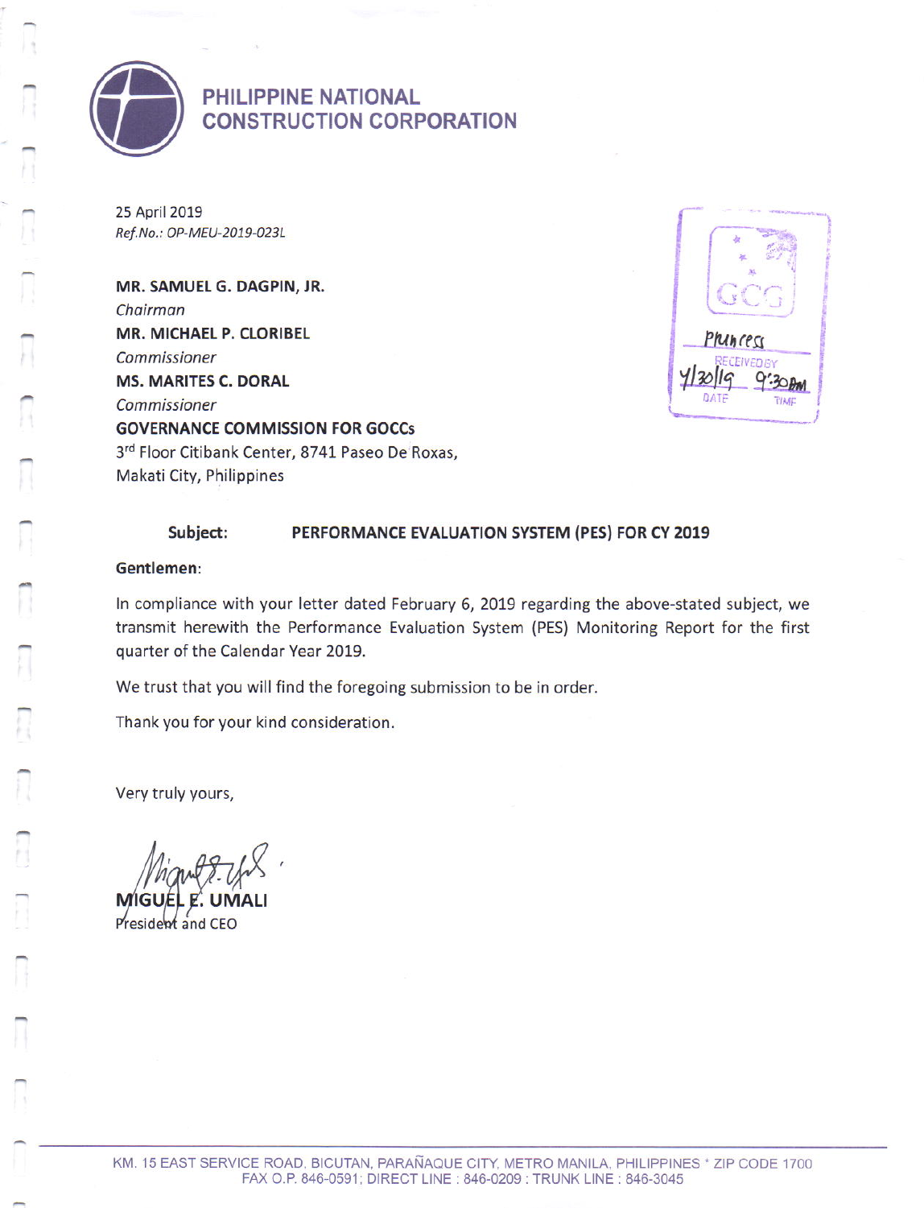# PHILIPPINE NATIONAL CONSTRUCTION CORPORATION

25 April 2019
*Ref.No.: OP-MEU-2019-023L*

**MR. SAMUEL G. DAGPIN, JR.**
*Chairman*
**MR. MICHAEL P. CLORIBEL**
*Commissioner*
**MS. MARITES C. DORAL**
*Commissioner*
**GOVERNANCE COMMISSION FOR GOCCs**
3rd Floor Citibank Center, 8741 Paseo De Roxas,
Makati City, Philippines

GCG
Princess
RECEIVED BY
4/30/19 9:30 AM
DATE TIME

**Subject: PERFORMANCE EVALUATION SYSTEM (PES) FOR CY 2019**

**Gentlemen:**

In compliance with your letter dated February 6, 2019 regarding the above-stated subject, we transmit herewith the Performance Evaluation System (PES) Monitoring Report for the first quarter of the Calendar Year 2019.

We trust that you will find the foregoing submission to be in order.

Thank you for your kind consideration.

Very truly yours,

**MIGUEL E. UMALI**
President and CEO

KM. 15 EAST SERVICE ROAD, BICUTAN, PARAÑAQUE CITY, METRO MANILA, PHILIPPINES * ZIP CODE 1700
FAX O.P. 846-0591; DIRECT LINE : 846-0209 : TRUNK LINE : 846-3045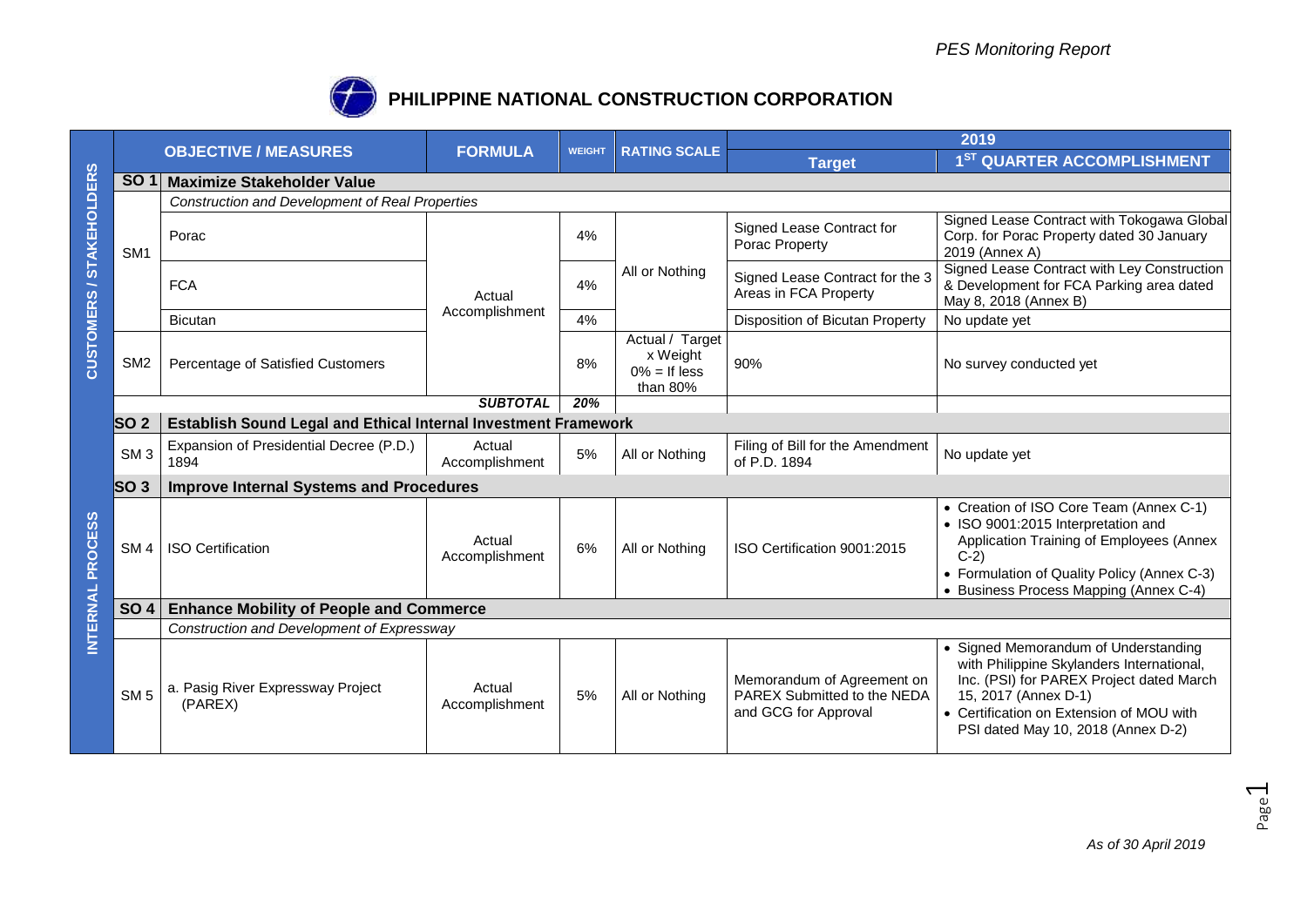# PHILIPPINE NATIONAL CONSTRUCTION CORPORATION

| | OBJECTIVE / MEASURES | | FORMULA | WEIGHT | RATING SCALE | 2019 Target | 2019 1ST QUARTER ACCOMPLISHMENT |
|---|---|---|---|---|---|---|---|
| CUSTOMERS / STAKEHOLDERS | **SO 1** | **Maximize Stakeholder Value** | | | | | |
| | | *Construction and Development of Real Properties* | | | | | |
| | SM1 | Porac | Actual Accomplishment | 4% | All or Nothing | Signed Lease Contract for Porac Property | Signed Lease Contract with Tokogawa Global Corp. for Porac Property dated 30 January 2019 (Annex A) |
| | | FCA | | 4% | | Signed Lease Contract for the 3 Areas in FCA Property | Signed Lease Contract with Ley Construction & Development for FCA Parking area dated May 8, 2018 (Annex B) |
| | | Bicutan | | 4% | | Disposition of Bicutan Property | No update yet |
| | SM2 | Percentage of Satisfied Customers | | 8% | Actual / Target x Weight 0% = If less than 80% | 90% | No survey conducted yet |
| | | | ***SUBTOTAL*** | ***20%*** | | | |
| INTERNAL PROCESS | **SO 2** | **Establish Sound Legal and Ethical Internal Investment Framework** | | | | | |
| | SM 3 | Expansion of Presidential Decree (P.D.) 1894 | Actual Accomplishment | 5% | All or Nothing | Filing of Bill for the Amendment of P.D. 1894 | No update yet |
| | **SO 3** | **Improve Internal Systems and Procedures** | | | | | |
| | SM 4 | ISO Certification | Actual Accomplishment | 6% | All or Nothing | ISO Certification 9001:2015 | • Creation of ISO Core Team (Annex C-1)<br>• ISO 9001:2015 Interpretation and Application Training of Employees (Annex C-2)<br>• Formulation of Quality Policy (Annex C-3)<br>• Business Process Mapping (Annex C-4) |
| | **SO 4** | **Enhance Mobility of People and Commerce** | | | | | |
| | | *Construction and Development of Expressway* | | | | | |
| | SM 5 | a. Pasig River Expressway Project (PAREX) | Actual Accomplishment | 5% | All or Nothing | Memorandum of Agreement on PAREX Submitted to the NEDA and GCG for Approval | • Signed Memorandum of Understanding with Philippine Skylanders International, Inc. (PSI) for PAREX Project dated March 15, 2017 (Annex D-1)<br>• Certification on Extension of MOU with PSI dated May 10, 2018 (Annex D-2) |

*As of 30 April 2019*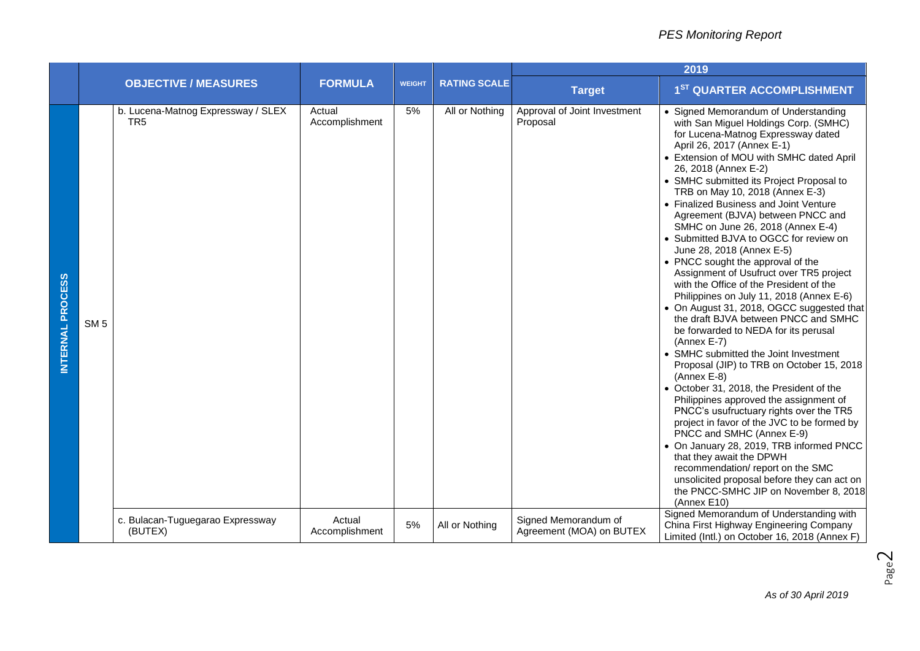| | | OBJECTIVE / MEASURES | FORMULA | WEIGHT | RATING SCALE | 2019 | |
|---|---|---|---|---|---|---|---|
| | | | | | | Target | 1ST QUARTER ACCOMPLISHMENT |
| INTERNAL PROCESS | SM 5 | b. Lucena-Matnog Expressway / SLEX TR5 | Actual Accomplishment | 5% | All or Nothing | Approval of Joint Investment Proposal | • Signed Memorandum of Understanding with San Miguel Holdings Corp. (SMHC) for Lucena-Matnog Expressway dated April 26, 2017 (Annex E-1)<br>• Extension of MOU with SMHC dated April 26, 2018 (Annex E-2)<br>• SMHC submitted its Project Proposal to TRB on May 10, 2018 (Annex E-3)<br>• Finalized Business and Joint Venture Agreement (BJVA) between PNCC and SMHC on June 26, 2018 (Annex E-4)<br>• Submitted BJVA to OGCC for review on June 28, 2018 (Annex E-5)<br>• PNCC sought the approval of the Assignment of Usufruct over TR5 project with the Office of the President of the Philippines on July 11, 2018 (Annex E-6)<br>• On August 31, 2018, OGCC suggested that the draft BJVA between PNCC and SMHC be forwarded to NEDA for its perusal (Annex E-7)<br>• SMHC submitted the Joint Investment Proposal (JIP) to TRB on October 15, 2018 (Annex E-8)<br>• October 31, 2018, the President of the Philippines approved the assignment of PNCC's usufructuary rights over the TR5 project in favor of the JVC to be formed by PNCC and SMHC (Annex E-9)<br>• On January 28, 2019, TRB informed PNCC that they await the DPWH recommendation/ report on the SMC unsolicited proposal before they can act on the PNCC-SMHC JIP on November 8, 2018 (Annex E10) |
| | | c. Bulacan-Tuguegarao Expressway (BUTEX) | Actual Accomplishment | 5% | All or Nothing | Signed Memorandum of Agreement (MOA) on BUTEX | Signed Memorandum of Understanding with China First Highway Engineering Company Limited (Intl.) on October 16, 2018 (Annex F) |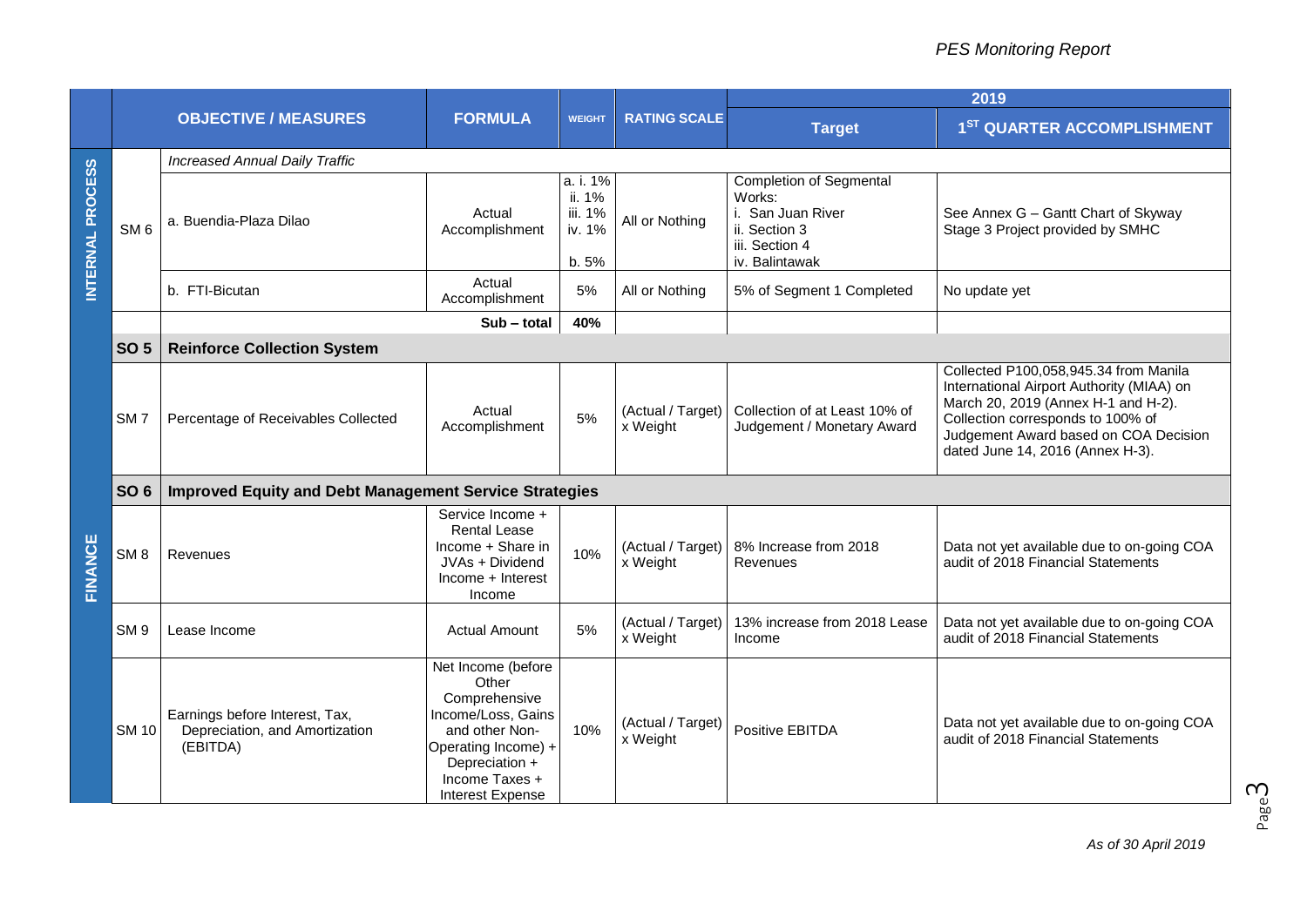| | | OBJECTIVE / MEASURES | FORMULA | WEIGHT | RATING SCALE | 2019 | |
|---|---|---|---|---|---|---|---|
| | | | | | | Target | 1ST QUARTER ACCOMPLISHMENT |
| INTERNAL PROCESS | SM 6 | *Increased Annual Daily Traffic* | | | | | |
| | | a. Buendia-Plaza Dilao | Actual Accomplishment | a. i. 1% ii. 1% iii. 1% iv. 1% b. 5% | All or Nothing | Completion of Segmental Works: i. San Juan River ii. Section 3 iii. Section 4 iv. Balintawak | See Annex G – Gantt Chart of Skyway Stage 3 Project provided by SMHC |
| | | b. FTI-Bicutan | Actual Accomplishment | 5% | All or Nothing | 5% of Segment 1 Completed | No update yet |
| | | | **Sub – total** | **40%** | | | |
| FINANCE | **SO 5** | **Reinforce Collection System** | | | | | |
| | SM 7 | Percentage of Receivables Collected | Actual Accomplishment | 5% | (Actual / Target) x Weight | Collection of at Least 10% of Judgement / Monetary Award | Collected P100,058,945.34 from Manila International Airport Authority (MIAA) on March 20, 2019 (Annex H-1 and H-2). Collection corresponds to 100% of Judgement Award based on COA Decision dated June 14, 2016 (Annex H-3). |
| | **SO 6** | **Improved Equity and Debt Management Service Strategies** | | | | | |
| | SM 8 | Revenues | Service Income + Rental Lease Income + Share in JVAs + Dividend Income + Interest Income | 10% | (Actual / Target) x Weight | 8% Increase from 2018 Revenues | Data not yet available due to on-going COA audit of 2018 Financial Statements |
| | SM 9 | Lease Income | Actual Amount | 5% | (Actual / Target) x Weight | 13% increase from 2018 Lease Income | Data not yet available due to on-going COA audit of 2018 Financial Statements |
| | SM 10 | Earnings before Interest, Tax, Depreciation, and Amortization (EBITDA) | Net Income (before Other Comprehensive Income/Loss, Gains and other Non-Operating Income) + Depreciation + Income Taxes + Interest Expense | 10% | (Actual / Target) x Weight | Positive EBITDA | Data not yet available due to on-going COA audit of 2018 Financial Statements |

*As of 30 April 2019*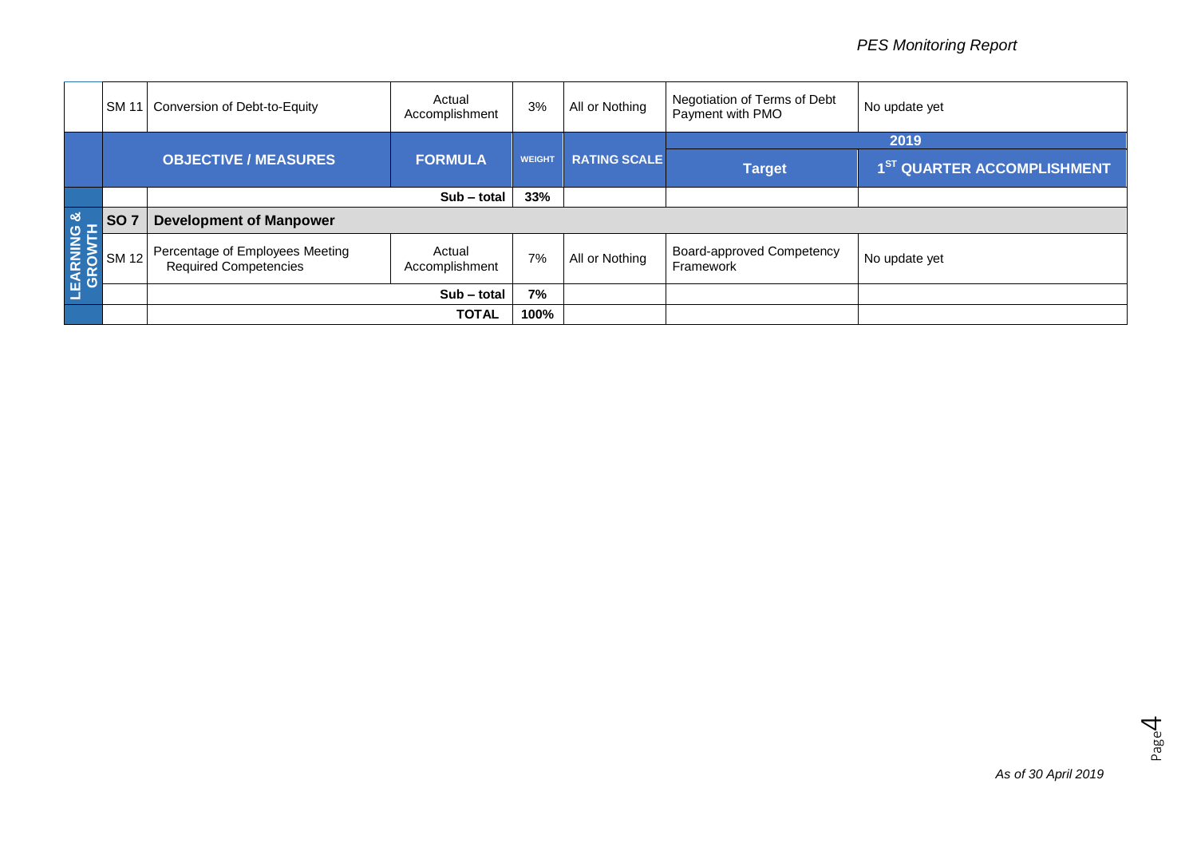| | | | | | | | |
|---|---|---|---|---|---|---|---|
| | SM 11 | Conversion of Debt-to-Equity | Actual Accomplishment | 3% | All or Nothing | Negotiation of Terms of Debt Payment with PMO | No update yet |
| | **OBJECTIVE / MEASURES** | | **FORMULA** | **WEIGHT** | **RATING SCALE** | **2019** | |
| | | | | | | **Target** | **1ST QUARTER ACCOMPLISHMENT** |
| | | **Sub – total** | | **33%** | | | |
| **LEARNING & GROWTH** | **SO 7** | **Development of Manpower** | | | | | |
| | SM 12 | Percentage of Employees Meeting Required Competencies | Actual Accomplishment | 7% | All or Nothing | Board-approved Competency Framework | No update yet |
| | | **Sub – total** | | **7%** | | | |
| | | **TOTAL** | | **100%** | | | |

*As of 30 April 2019*